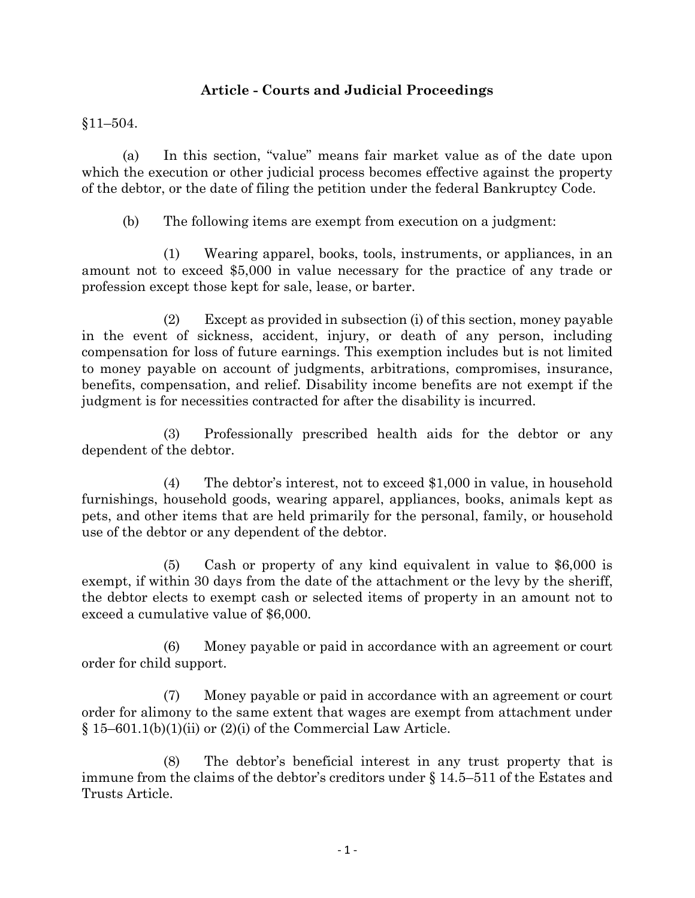# Article - Courts and Judicial Proceedings

§11–504.

(a) In this section, "value" means fair market value as of the date upon which the execution or other judicial process becomes effective against the property of the debtor, or the date of filing the petition under the federal Bankruptcy Code.

(b) The following items are exempt from execution on a judgment:

(1) Wearing apparel, books, tools, instruments, or appliances, in an amount not to exceed $5,000 in value necessary for the practice of any trade or profession except those kept for sale, lease, or barter.

(2) Except as provided in subsection (i) of this section, money payable in the event of sickness, accident, injury, or death of any person, including compensation for loss of future earnings. This exemption includes but is not limited to money payable on account of judgments, arbitrations, compromises, insurance, benefits, compensation, and relief. Disability income benefits are not exempt if the judgment is for necessities contracted for after the disability is incurred.

(3) Professionally prescribed health aids for the debtor or any dependent of the debtor.

(4) The debtor's interest, not to exceed $1,000 in value, in household furnishings, household goods, wearing apparel, appliances, books, animals kept as pets, and other items that are held primarily for the personal, family, or household use of the debtor or any dependent of the debtor.

(5) Cash or property of any kind equivalent in value to $6,000 is exempt, if within 30 days from the date of the attachment or the levy by the sheriff, the debtor elects to exempt cash or selected items of property in an amount not to exceed a cumulative value of $6,000.

(6) Money payable or paid in accordance with an agreement or court order for child support.

(7) Money payable or paid in accordance with an agreement or court order for alimony to the same extent that wages are exempt from attachment under § 15–601.1(b)(1)(ii) or (2)(i) of the Commercial Law Article.

(8) The debtor's beneficial interest in any trust property that is immune from the claims of the debtor's creditors under § 14.5–511 of the Estates and Trusts Article.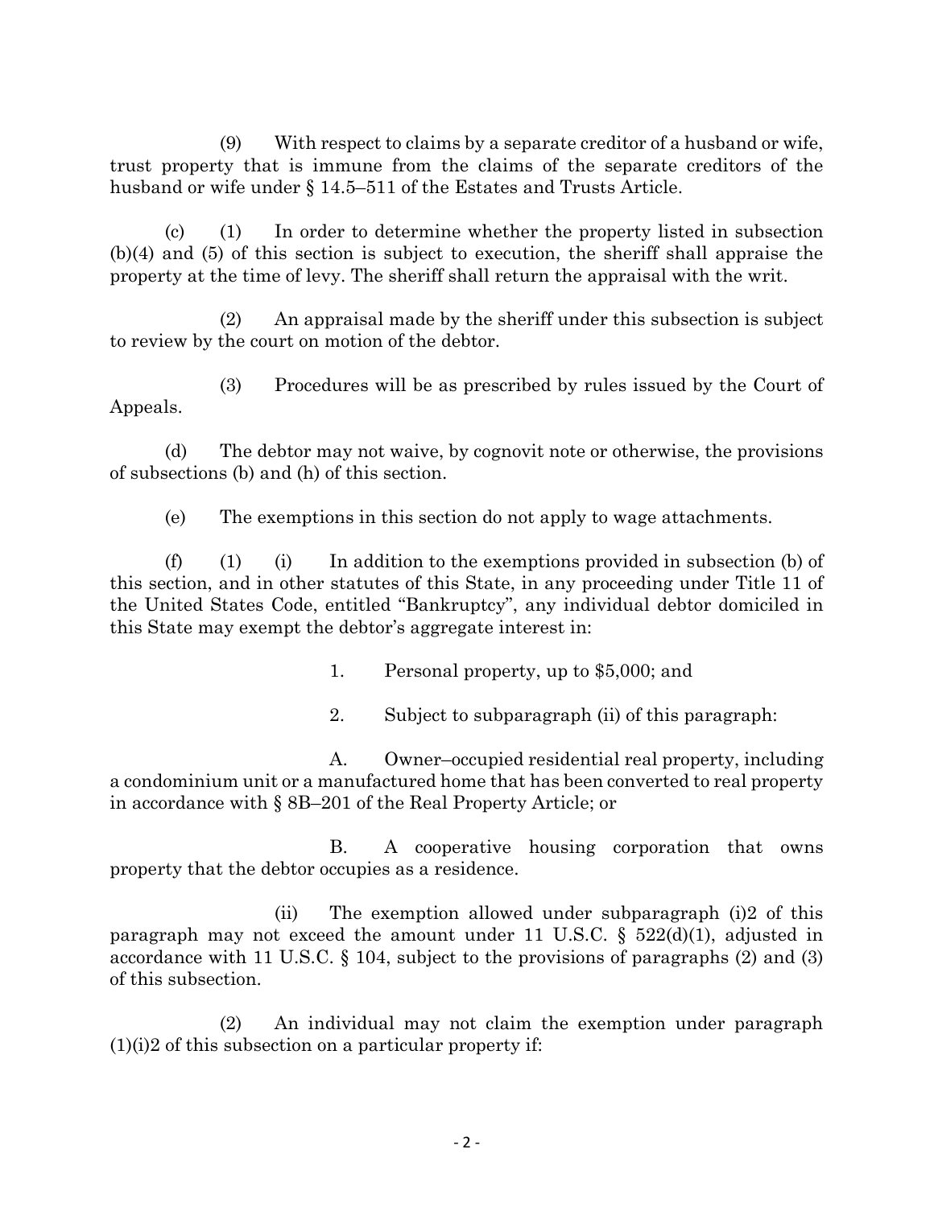(9) With respect to claims by a separate creditor of a husband or wife, trust property that is immune from the claims of the separate creditors of the husband or wife under § 14.5–511 of the Estates and Trusts Article.

(c) (1) In order to determine whether the property listed in subsection (b)(4) and (5) of this section is subject to execution, the sheriff shall appraise the property at the time of levy. The sheriff shall return the appraisal with the writ.

(2) An appraisal made by the sheriff under this subsection is subject to review by the court on motion of the debtor.

(3) Procedures will be as prescribed by rules issued by the Court of Appeals.

(d) The debtor may not waive, by cognovit note or otherwise, the provisions of subsections (b) and (h) of this section.

(e) The exemptions in this section do not apply to wage attachments.

(f) (1) (i) In addition to the exemptions provided in subsection (b) of this section, and in other statutes of this State, in any proceeding under Title 11 of the United States Code, entitled "Bankruptcy", any individual debtor domiciled in this State may exempt the debtor's aggregate interest in:

1. Personal property, up to $5,000; and

2. Subject to subparagraph (ii) of this paragraph:

A. Owner–occupied residential real property, including a condominium unit or a manufactured home that has been converted to real property in accordance with § 8B–201 of the Real Property Article; or

B. A cooperative housing corporation that owns property that the debtor occupies as a residence.

(ii) The exemption allowed under subparagraph (i)2 of this paragraph may not exceed the amount under 11 U.S.C. § 522(d)(1), adjusted in accordance with 11 U.S.C. § 104, subject to the provisions of paragraphs (2) and (3) of this subsection.

(2) An individual may not claim the exemption under paragraph (1)(i)2 of this subsection on a particular property if: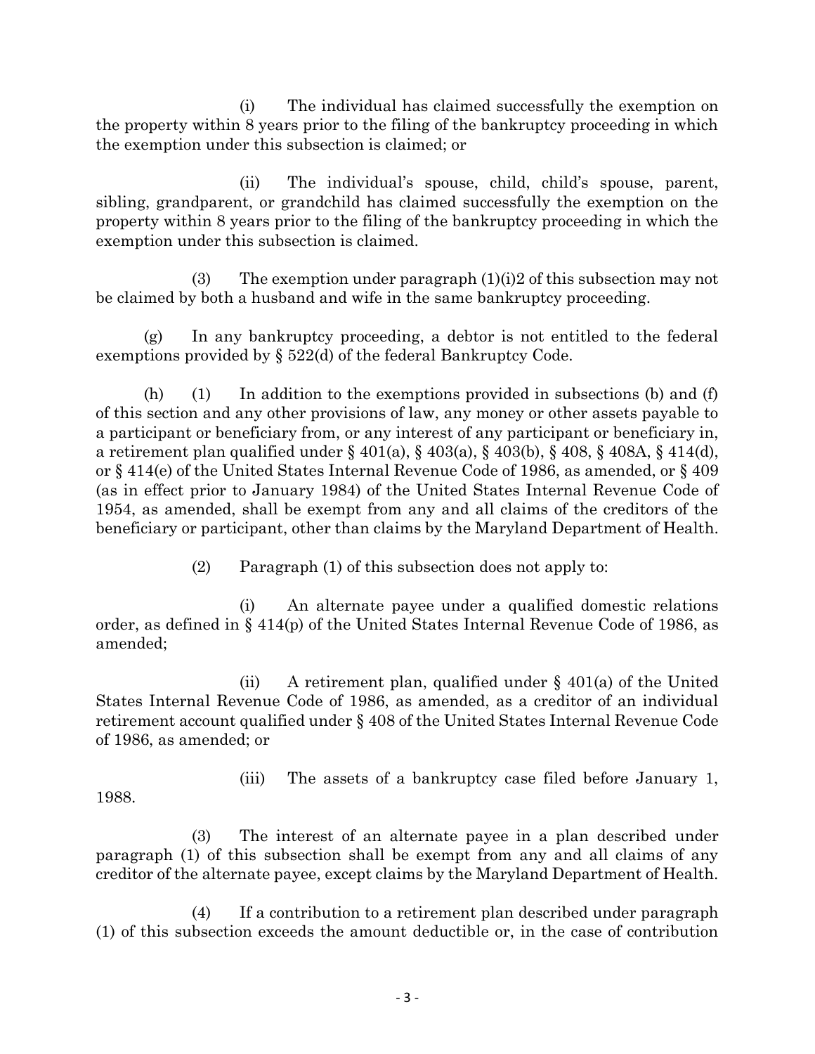(i) The individual has claimed successfully the exemption on the property within 8 years prior to the filing of the bankruptcy proceeding in which the exemption under this subsection is claimed; or

(ii) The individual's spouse, child, child's spouse, parent, sibling, grandparent, or grandchild has claimed successfully the exemption on the property within 8 years prior to the filing of the bankruptcy proceeding in which the exemption under this subsection is claimed.

(3) The exemption under paragraph (1)(i)2 of this subsection may not be claimed by both a husband and wife in the same bankruptcy proceeding.

(g) In any bankruptcy proceeding, a debtor is not entitled to the federal exemptions provided by § 522(d) of the federal Bankruptcy Code.

(h) (1) In addition to the exemptions provided in subsections (b) and (f) of this section and any other provisions of law, any money or other assets payable to a participant or beneficiary from, or any interest of any participant or beneficiary in, a retirement plan qualified under § 401(a), § 403(a), § 403(b), § 408, § 408A, § 414(d), or § 414(e) of the United States Internal Revenue Code of 1986, as amended, or § 409 (as in effect prior to January 1984) of the United States Internal Revenue Code of 1954, as amended, shall be exempt from any and all claims of the creditors of the beneficiary or participant, other than claims by the Maryland Department of Health.

(2) Paragraph (1) of this subsection does not apply to:

(i) An alternate payee under a qualified domestic relations order, as defined in § 414(p) of the United States Internal Revenue Code of 1986, as amended;

(ii) A retirement plan, qualified under § 401(a) of the United States Internal Revenue Code of 1986, as amended, as a creditor of an individual retirement account qualified under § 408 of the United States Internal Revenue Code of 1986, as amended; or

(iii) The assets of a bankruptcy case filed before January 1, 1988.

(3) The interest of an alternate payee in a plan described under paragraph (1) of this subsection shall be exempt from any and all claims of any creditor of the alternate payee, except claims by the Maryland Department of Health.

(4) If a contribution to a retirement plan described under paragraph (1) of this subsection exceeds the amount deductible or, in the case of contribution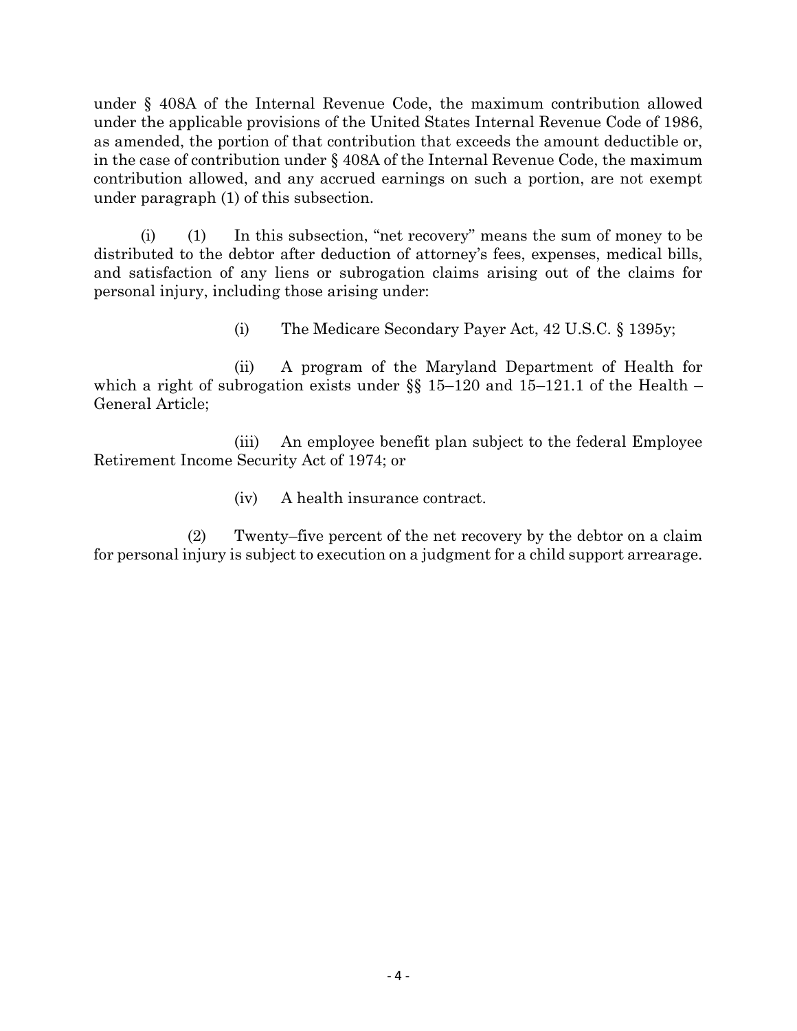under § 408A of the Internal Revenue Code, the maximum contribution allowed under the applicable provisions of the United States Internal Revenue Code of 1986, as amended, the portion of that contribution that exceeds the amount deductible or, in the case of contribution under § 408A of the Internal Revenue Code, the maximum contribution allowed, and any accrued earnings on such a portion, are not exempt under paragraph (1) of this subsection.

(i) (1) In this subsection, "net recovery" means the sum of money to be distributed to the debtor after deduction of attorney's fees, expenses, medical bills, and satisfaction of any liens or subrogation claims arising out of the claims for personal injury, including those arising under:

(i) The Medicare Secondary Payer Act, 42 U.S.C. § 1395y;

(ii) A program of the Maryland Department of Health for which a right of subrogation exists under §§ 15–120 and 15–121.1 of the Health – General Article;

(iii) An employee benefit plan subject to the federal Employee Retirement Income Security Act of 1974; or

(iv) A health insurance contract.

(2) Twenty–five percent of the net recovery by the debtor on a claim for personal injury is subject to execution on a judgment for a child support arrearage.